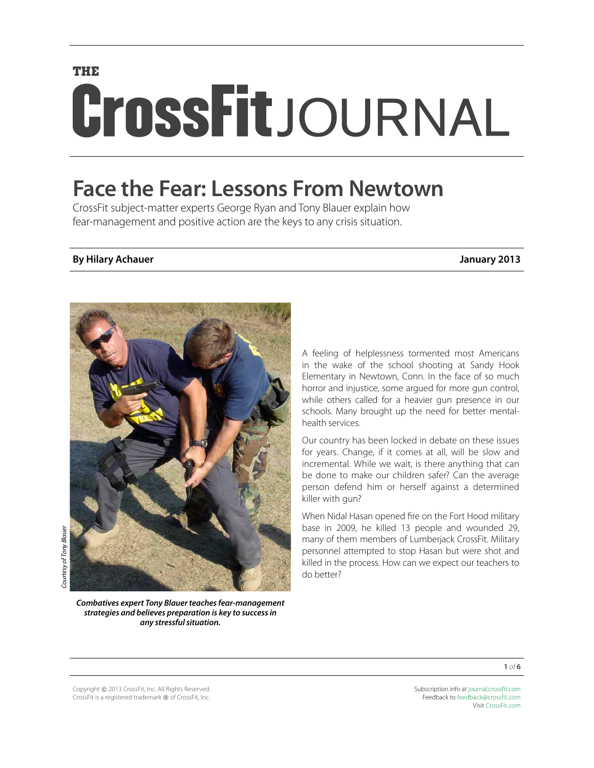THE

# CrossFit JOURNAL

## Face the Fear: Lessons From Newtown

CrossFit subject-matter experts George Ryan and Tony Blauer explain how fear-management and positive action are the keys to any crisis situation.

**By Hilary Achauer** **January 2013**

*Courtesy of Tony Blauer*

***Combatives expert Tony Blauer teaches fear-management strategies and believes preparation is key to success in any stressful situation.***

A feeling of helplessness tormented most Americans in the wake of the school shooting at Sandy Hook Elementary in Newtown, Conn. In the face of so much horror and injustice, some argued for more gun control, while others called for a heavier gun presence in our schools. Many brought up the need for better mental-health services.

Our country has been locked in debate on these issues for years. Change, if it comes at all, will be slow and incremental. While we wait, is there anything that can be done to make our children safer? Can the average person defend him or herself against a determined killer with gun?

When Nidal Hasan opened fire on the Fort Hood military base in 2009, he killed 13 people and wounded 29, many of them members of Lumberjack CrossFit. Military personnel attempted to stop Hasan but were shot and killed in the process. How can we expect our teachers to do better?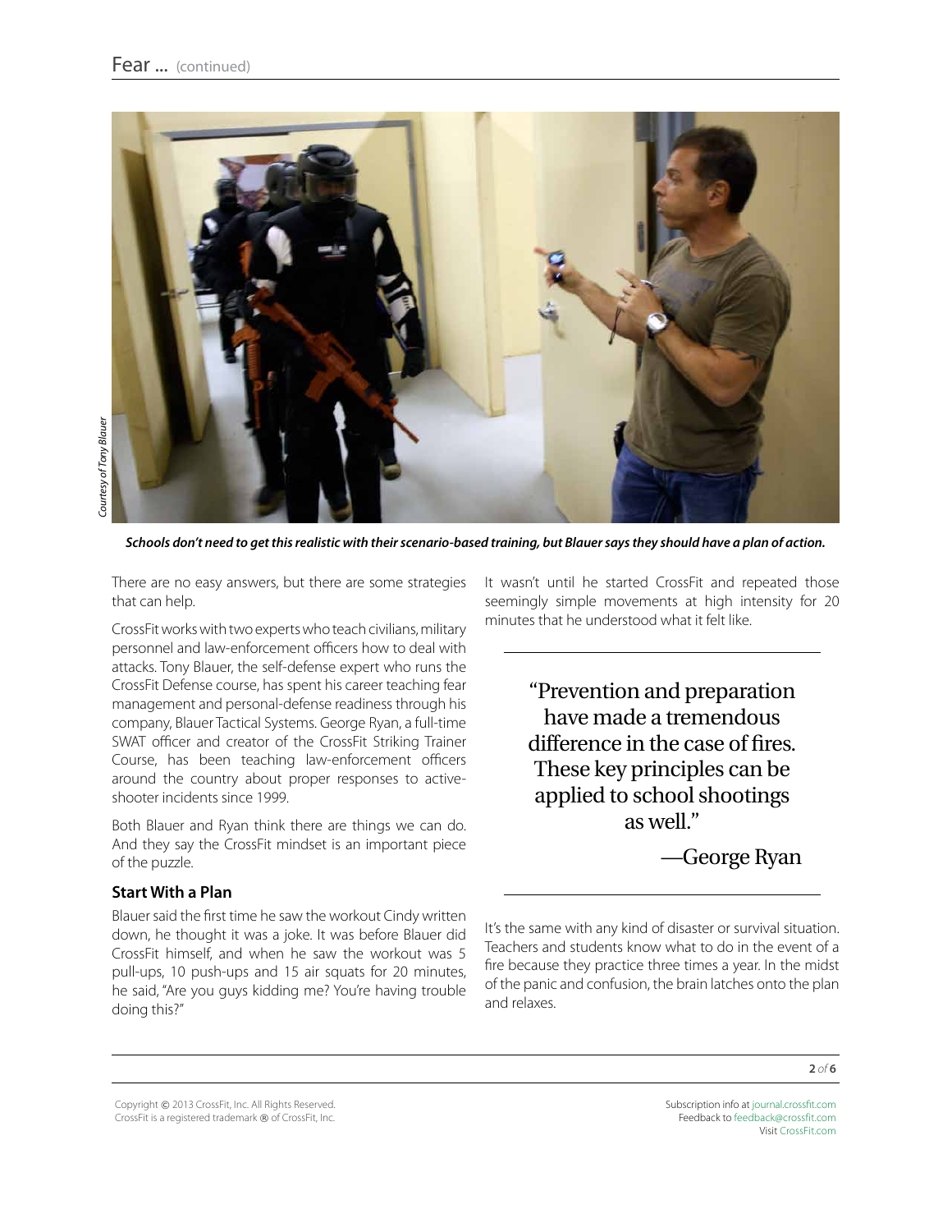*Courtesy of Tony Blauer*

***Schools don't need to get this realistic with their scenario-based training, but Blauer says they should have a plan of action.***

There are no easy answers, but there are some strategies that can help.

CrossFit works with two experts who teach civilians, military personnel and law-enforcement officers how to deal with attacks. Tony Blauer, the self-defense expert who runs the CrossFit Defense course, has spent his career teaching fear management and personal-defense readiness through his company, Blauer Tactical Systems. George Ryan, a full-time SWAT officer and creator of the CrossFit Striking Trainer Course, has been teaching law-enforcement officers around the country about proper responses to active-shooter incidents since 1999.

Both Blauer and Ryan think there are things we can do. And they say the CrossFit mindset is an important piece of the puzzle.

### Start With a Plan

Blauer said the first time he saw the workout Cindy written down, he thought it was a joke. It was before Blauer did CrossFit himself, and when he saw the workout was 5 pull-ups, 10 push-ups and 15 air squats for 20 minutes, he said, "Are you guys kidding me? You're having trouble doing this?"

It wasn't until he started CrossFit and repeated those seemingly simple movements at high intensity for 20 minutes that he understood what it felt like.

> "Prevention and preparation have made a tremendous difference in the case of fires. These key principles can be applied to school shootings as well."
>
> —George Ryan

It's the same with any kind of disaster or survival situation. Teachers and students know what to do in the event of a fire because they practice three times a year. In the midst of the panic and confusion, the brain latches onto the plan and relaxes.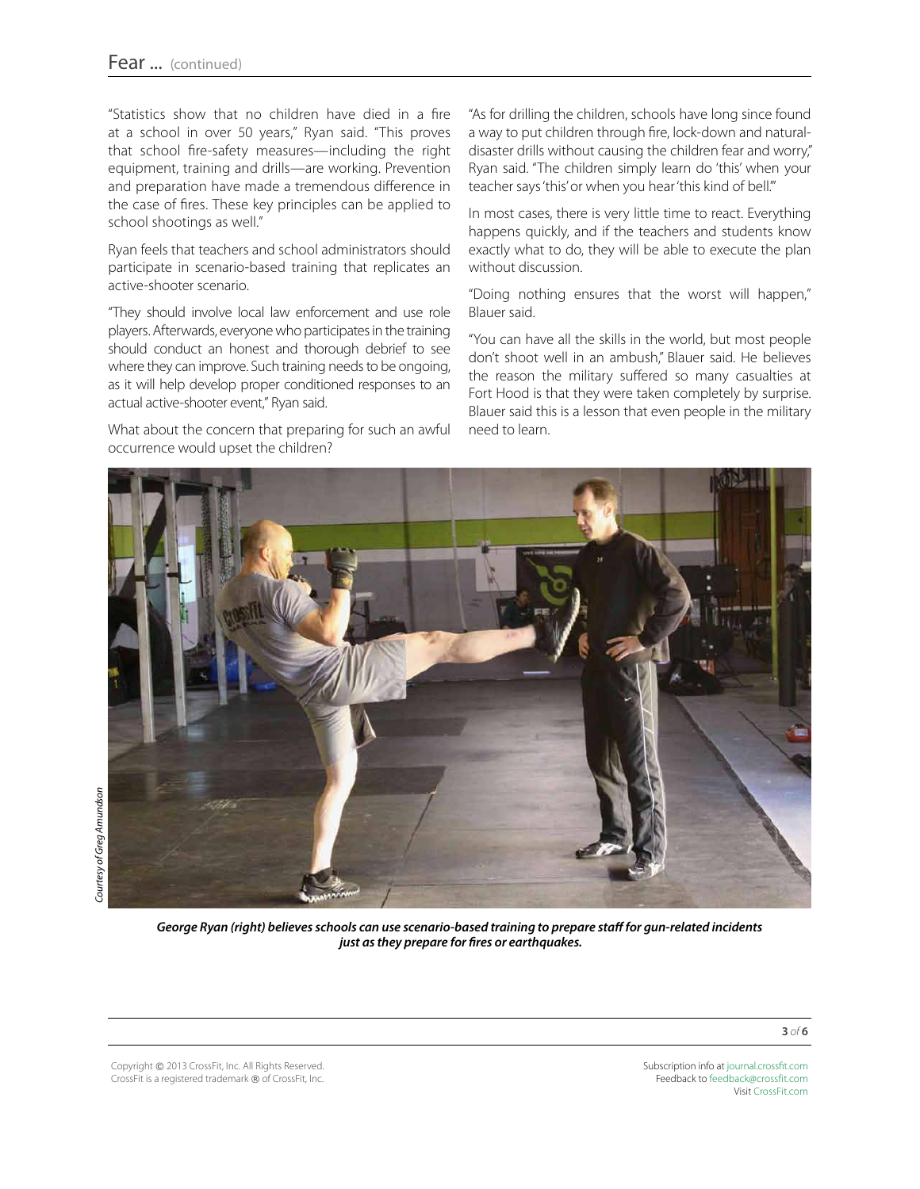"Statistics show that no children have died in a fire at a school in over 50 years," Ryan said. "This proves that school fire-safety measures—including the right equipment, training and drills—are working. Prevention and preparation have made a tremendous difference in the case of fires. These key principles can be applied to school shootings as well."

Ryan feels that teachers and school administrators should participate in scenario-based training that replicates an active-shooter scenario.

"They should involve local law enforcement and use role players. Afterwards, everyone who participates in the training should conduct an honest and thorough debrief to see where they can improve. Such training needs to be ongoing, as it will help develop proper conditioned responses to an actual active-shooter event," Ryan said.

What about the concern that preparing for such an awful occurrence would upset the children?

"As for drilling the children, schools have long since found a way to put children through fire, lock-down and natural-disaster drills without causing the children fear and worry," Ryan said. "The children simply learn do 'this' when your teacher says 'this' or when you hear 'this kind of bell.'"

In most cases, there is very little time to react. Everything happens quickly, and if the teachers and students know exactly what to do, they will be able to execute the plan without discussion.

"Doing nothing ensures that the worst will happen," Blauer said.

"You can have all the skills in the world, but most people don't shoot well in an ambush," Blauer said. He believes the reason the military suffered so many casualties at Fort Hood is that they were taken completely by surprise. Blauer said this is a lesson that even people in the military need to learn.

*Courtesy of Greg Amundson*

***George Ryan (right) believes schools can use scenario-based training to prepare staff for gun-related incidents just as they prepare for fires or earthquakes.***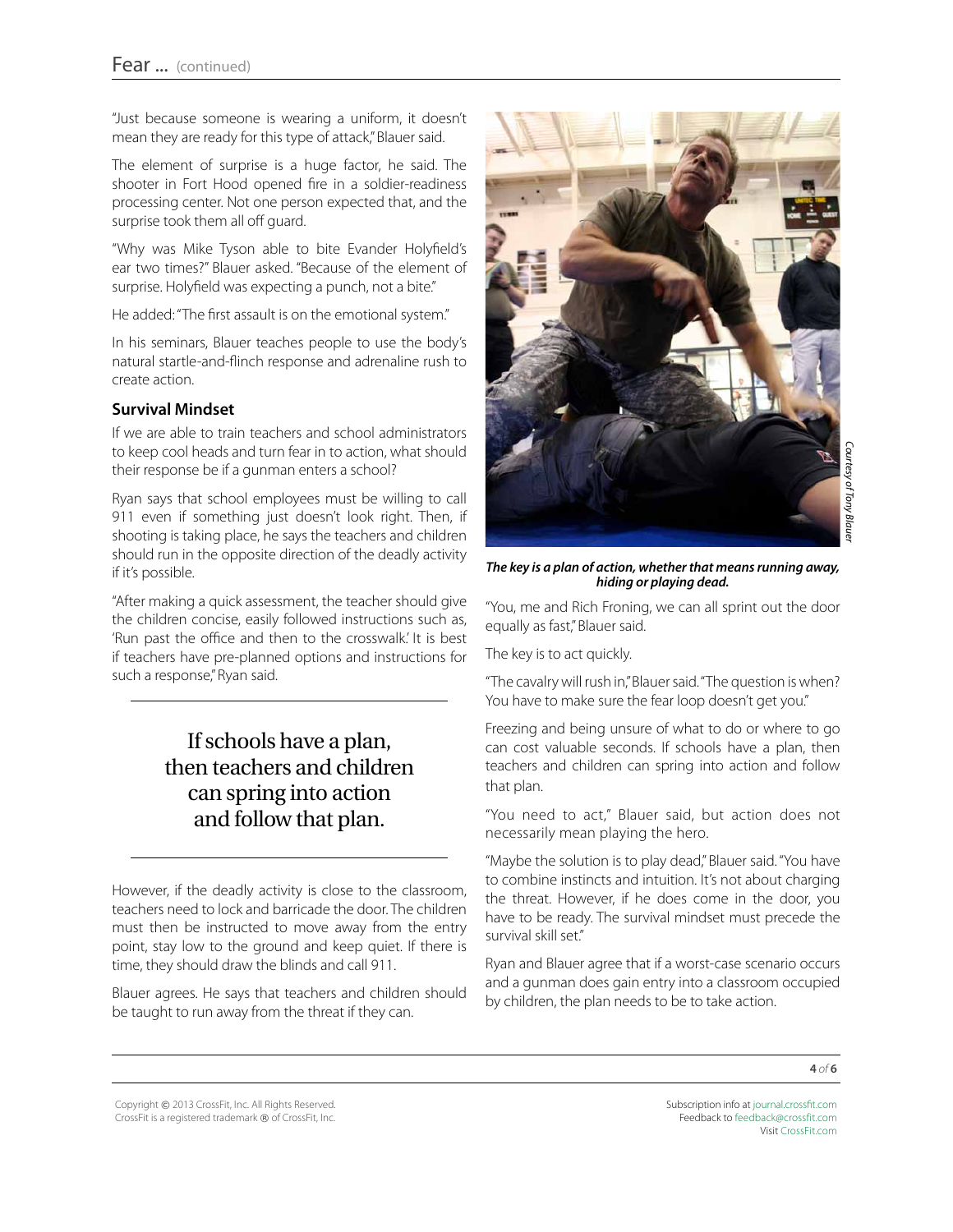"Just because someone is wearing a uniform, it doesn't mean they are ready for this type of attack," Blauer said.

The element of surprise is a huge factor, he said. The shooter in Fort Hood opened fire in a soldier-readiness processing center. Not one person expected that, and the surprise took them all off guard.

"Why was Mike Tyson able to bite Evander Holyfield's ear two times?" Blauer asked. "Because of the element of surprise. Holyfield was expecting a punch, not a bite."

He added: "The first assault is on the emotional system."

In his seminars, Blauer teaches people to use the body's natural startle-and-flinch response and adrenaline rush to create action.

### Survival Mindset

If we are able to train teachers and school administrators to keep cool heads and turn fear in to action, what should their response be if a gunman enters a school?

Ryan says that school employees must be willing to call 911 even if something just doesn't look right. Then, if shooting is taking place, he says the teachers and children should run in the opposite direction of the deadly activity if it's possible.

"After making a quick assessment, the teacher should give the children concise, easily followed instructions such as, 'Run past the office and then to the crosswalk.' It is best if teachers have pre-planned options and instructions for such a response," Ryan said.

> If schools have a plan, then teachers and children can spring into action and follow that plan.

However, if the deadly activity is close to the classroom, teachers need to lock and barricade the door. The children must then be instructed to move away from the entry point, stay low to the ground and keep quiet. If there is time, they should draw the blinds and call 911.

Blauer agrees. He says that teachers and children should be taught to run away from the threat if they can.

Courtesy of Tony Blauer

***The key is a plan of action, whether that means running away, hiding or playing dead.***

"You, me and Rich Froning, we can all sprint out the door equally as fast," Blauer said.

The key is to act quickly.

"The cavalry will rush in," Blauer said. "The question is when? You have to make sure the fear loop doesn't get you."

Freezing and being unsure of what to do or where to go can cost valuable seconds. If schools have a plan, then teachers and children can spring into action and follow that plan.

"You need to act," Blauer said, but action does not necessarily mean playing the hero.

"Maybe the solution is to play dead," Blauer said. "You have to combine instincts and intuition. It's not about charging the threat. However, if he does come in the door, you have to be ready. The survival mindset must precede the survival skill set."

Ryan and Blauer agree that if a worst-case scenario occurs and a gunman does gain entry into a classroom occupied by children, the plan needs to be to take action.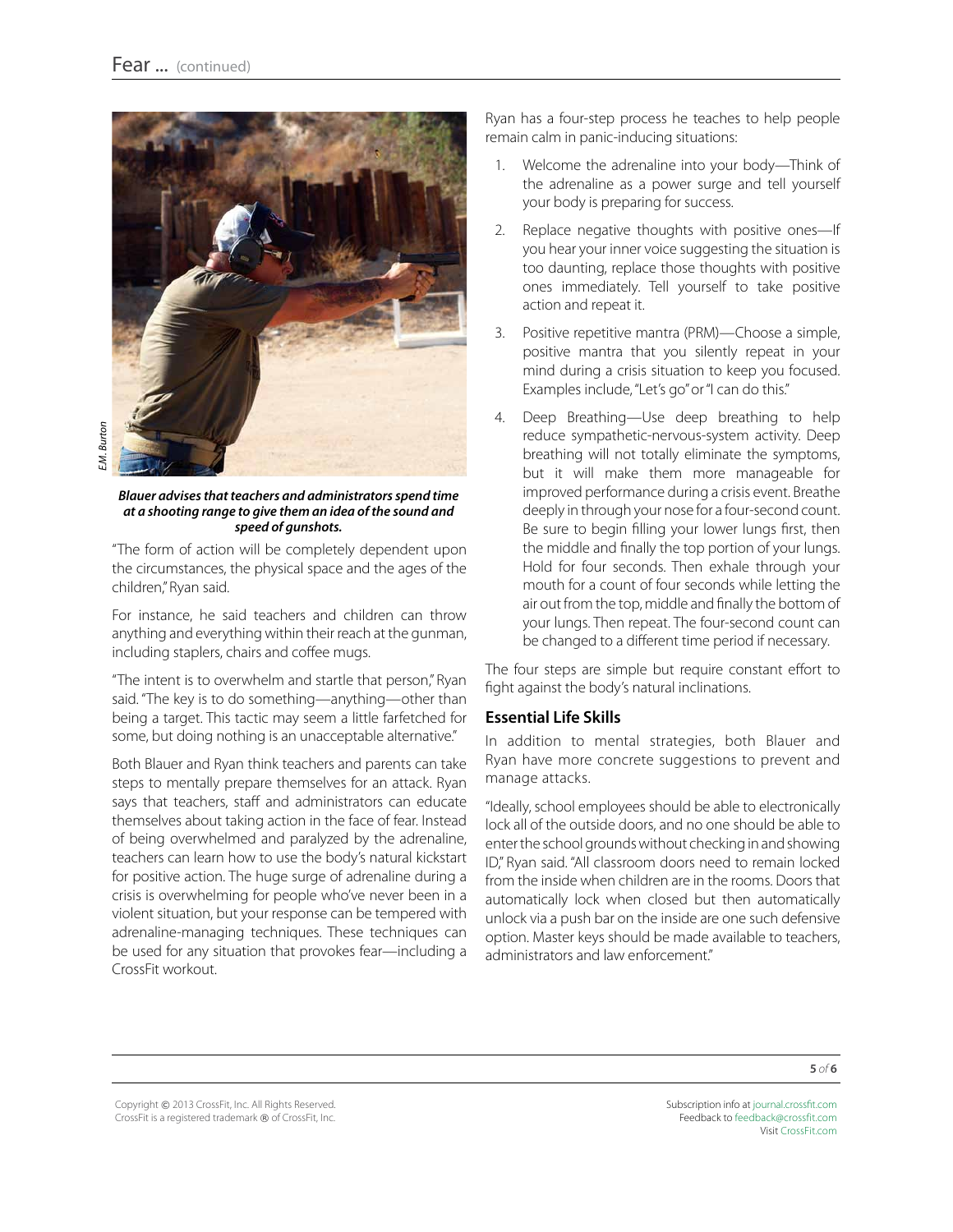E.M. Burton

***Blauer advises that teachers and administrators spend time at a shooting range to give them an idea of the sound and speed of gunshots.***

"The form of action will be completely dependent upon the circumstances, the physical space and the ages of the children," Ryan said.

For instance, he said teachers and children can throw anything and everything within their reach at the gunman, including staplers, chairs and coffee mugs.

"The intent is to overwhelm and startle that person," Ryan said. "The key is to do something—anything—other than being a target. This tactic may seem a little farfetched for some, but doing nothing is an unacceptable alternative."

Both Blauer and Ryan think teachers and parents can take steps to mentally prepare themselves for an attack. Ryan says that teachers, staff and administrators can educate themselves about taking action in the face of fear. Instead of being overwhelmed and paralyzed by the adrenaline, teachers can learn how to use the body's natural kickstart for positive action. The huge surge of adrenaline during a crisis is overwhelming for people who've never been in a violent situation, but your response can be tempered with adrenaline-managing techniques. These techniques can be used for any situation that provokes fear—including a CrossFit workout.

Ryan has a four-step process he teaches to help people remain calm in panic-inducing situations:

1. Welcome the adrenaline into your body—Think of the adrenaline as a power surge and tell yourself your body is preparing for success.
2. Replace negative thoughts with positive ones—If you hear your inner voice suggesting the situation is too daunting, replace those thoughts with positive ones immediately. Tell yourself to take positive action and repeat it.
3. Positive repetitive mantra (PRM)—Choose a simple, positive mantra that you silently repeat in your mind during a crisis situation to keep you focused. Examples include, "Let's go" or "I can do this."
4. Deep Breathing—Use deep breathing to help reduce sympathetic-nervous-system activity. Deep breathing will not totally eliminate the symptoms, but it will make them more manageable for improved performance during a crisis event. Breathe deeply in through your nose for a four-second count. Be sure to begin filling your lower lungs first, then the middle and finally the top portion of your lungs. Hold for four seconds. Then exhale through your mouth for a count of four seconds while letting the air out from the top, middle and finally the bottom of your lungs. Then repeat. The four-second count can be changed to a different time period if necessary.

The four steps are simple but require constant effort to fight against the body's natural inclinations.

## Essential Life Skills

In addition to mental strategies, both Blauer and Ryan have more concrete suggestions to prevent and manage attacks.

"Ideally, school employees should be able to electronically lock all of the outside doors, and no one should be able to enter the school grounds without checking in and showing ID," Ryan said. "All classroom doors need to remain locked from the inside when children are in the rooms. Doors that automatically lock when closed but then automatically unlock via a push bar on the inside are one such defensive option. Master keys should be made available to teachers, administrators and law enforcement."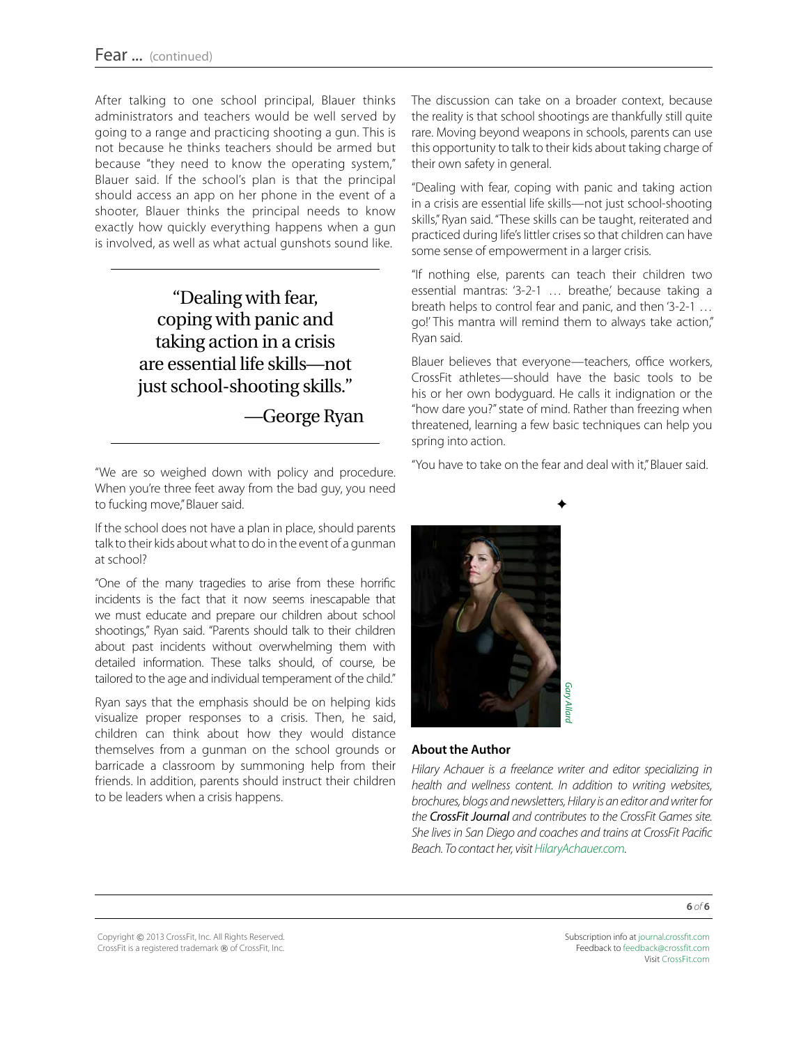After talking to one school principal, Blauer thinks administrators and teachers would be well served by going to a range and practicing shooting a gun. This is not because he thinks teachers should be armed but because "they need to know the operating system," Blauer said. If the school's plan is that the principal should access an app on her phone in the event of a shooter, Blauer thinks the principal needs to know exactly how quickly everything happens when a gun is involved, as well as what actual gunshots sound like.

> "Dealing with fear, coping with panic and taking action in a crisis are essential life skills—not just school-shooting skills."
>
> —George Ryan

"We are so weighed down with policy and procedure. When you're three feet away from the bad guy, you need to fucking move," Blauer said.

If the school does not have a plan in place, should parents talk to their kids about what to do in the event of a gunman at school?

"One of the many tragedies to arise from these horrific incidents is the fact that it now seems inescapable that we must educate and prepare our children about school shootings," Ryan said. "Parents should talk to their children about past incidents without overwhelming them with detailed information. These talks should, of course, be tailored to the age and individual temperament of the child."

Ryan says that the emphasis should be on helping kids visualize proper responses to a crisis. Then, he said, children can think about how they would distance themselves from a gunman on the school grounds or barricade a classroom by summoning help from their friends. In addition, parents should instruct their children to be leaders when a crisis happens.

The discussion can take on a broader context, because the reality is that school shootings are thankfully still quite rare. Moving beyond weapons in schools, parents can use this opportunity to talk to their kids about taking charge of their own safety in general.

"Dealing with fear, coping with panic and taking action in a crisis are essential life skills—not just school-shooting skills," Ryan said. "These skills can be taught, reiterated and practiced during life's littler crises so that children can have some sense of empowerment in a larger crisis.

"If nothing else, parents can teach their children two essential mantras: '3-2-1 … breathe,' because taking a breath helps to control fear and panic, and then '3-2-1 … go!' This mantra will remind them to always take action," Ryan said.

Blauer believes that everyone—teachers, office workers, CrossFit athletes—should have the basic tools to be his or her own bodyguard. He calls it indignation or the "how dare you?" state of mind. Rather than freezing when threatened, learning a few basic techniques can help you spring into action.

"You have to take on the fear and deal with it," Blauer said.

✦

Gary Allard

### About the Author

*Hilary Achauer is a freelance writer and editor specializing in health and wellness content. In addition to writing websites, brochures, blogs and newsletters, Hilary is an editor and writer for the* ***CrossFit Journal*** *and contributes to the CrossFit Games site. She lives in San Diego and coaches and trains at CrossFit Pacific Beach. To contact her, visit HilaryAchauer.com.*

Copyright © 2013 CrossFit, Inc. All Rights Reserved.
CrossFit is a registered trademark ® of CrossFit, Inc.

Subscription info at journal.crossfit.com
Feedback to feedback@crossfit.com
Visit CrossFit.com